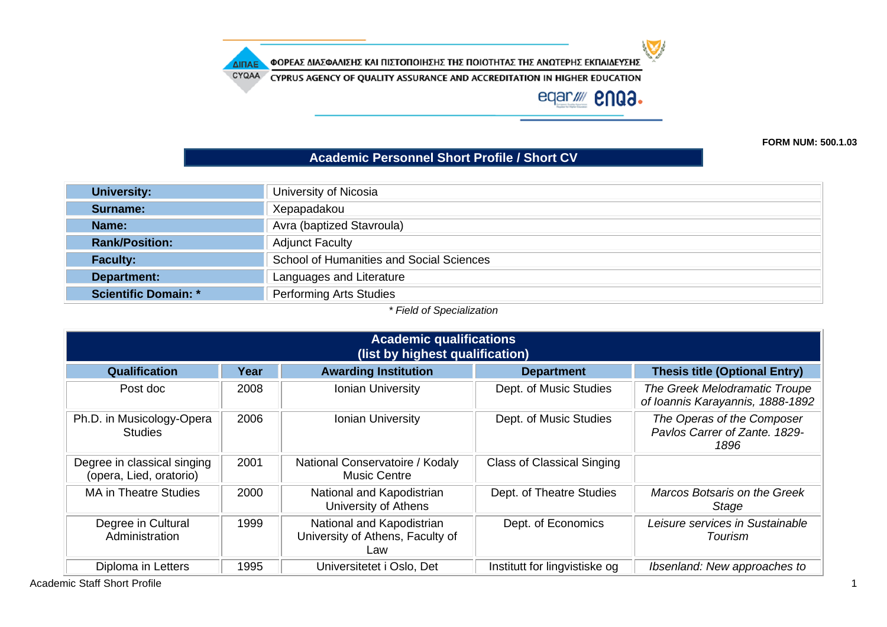ΦΟΡΕΑΣ ΔΙΑΣΦΑΛΙΣΗΣ ΚΑΙ ΠΙΣΤΟΠΟΙΗΣΗΣ ΤΗΣ ΠΟΙΟΤΗΤΑΣ ΤΗΣ ΑΝΩΤΕΡΗΣ ΕΚΠΑΙΔΕΥΣΗΣ

CYPRUS AGENCY OF QUALITY ASSURANCE AND ACCREDITATION IN HIGHER EDUCATION

**FORM NUM: 500.1.03**

# Academic Personnel Short Profile / Short CV

| | |
|---|---|
| **University:** | University of Nicosia |
| **Surname:** | Xepapadakou |
| **Name:** | Avra (baptized Stavroula) |
| **Rank/Position:** | Adjunct Faculty |
| **Faculty:** | School of Humanities and Social Sciences |
| **Department:** | Languages and Literature |
| **Scientific Domain: *** | Performing Arts Studies |

*\* Field of Specialization*

## Academic qualifications (list by highest qualification)

| Qualification | Year | Awarding Institution | Department | Thesis title (Optional Entry) |
|---|---|---|---|---|
| Post doc | 2008 | Ionian University | Dept. of Music Studies | *The Greek Melodramatic Troupe of Ioannis Karayannis, 1888-1892* |
| Ph.D. in Musicology-Opera Studies | 2006 | Ionian University | Dept. of Music Studies | *The Operas of the Composer Pavlos Carrer of Zante. 1829-1896* |
| Degree in classical singing (opera, Lied, oratorio) | 2001 | National Conservatoire / Kodaly Music Centre | Class of Classical Singing | |
| MA in Theatre Studies | 2000 | National and Kapodistrian University of Athens | Dept. of Theatre Studies | *Marcos Botsaris on the Greek Stage* |
| Degree in Cultural Administration | 1999 | National and Kapodistrian University of Athens, Faculty of Law | Dept. of Economics | *Leisure services in Sustainable Tourism* |
| Diploma in Letters | 1995 | Universitetet i Oslo, Det | Institutt for lingvistiske og | *Ibsenland: New approaches to* |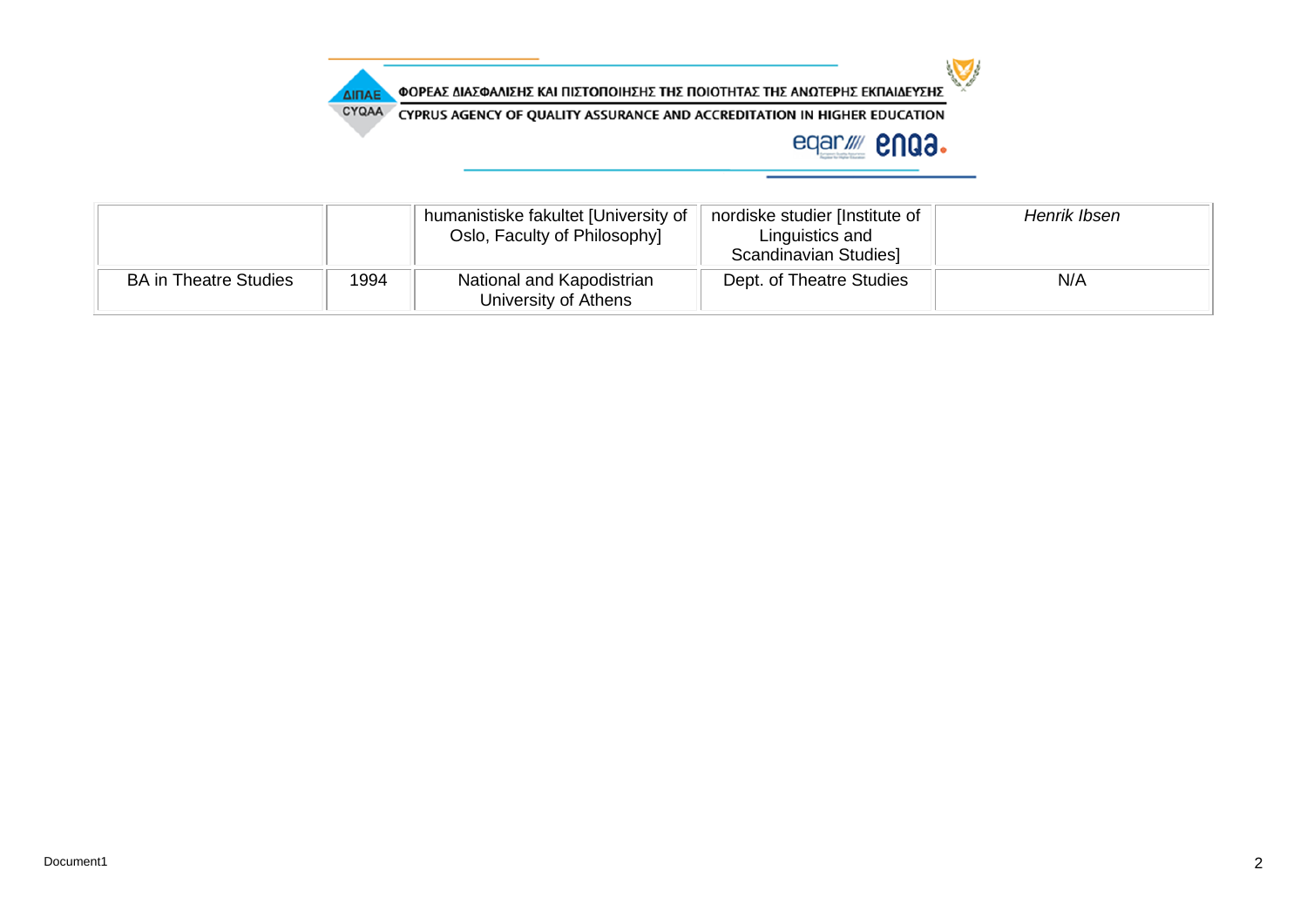| | | | | |
|---|---|---|---|---|
| | | humanistiske fakultet [University of Oslo, Faculty of Philosophy] | nordiske studier [Institute of Linguistics and Scandinavian Studies] | *Henrik Ibsen* |
| BA in Theatre Studies | 1994 | National and Kapodistrian University of Athens | Dept. of Theatre Studies | N/A |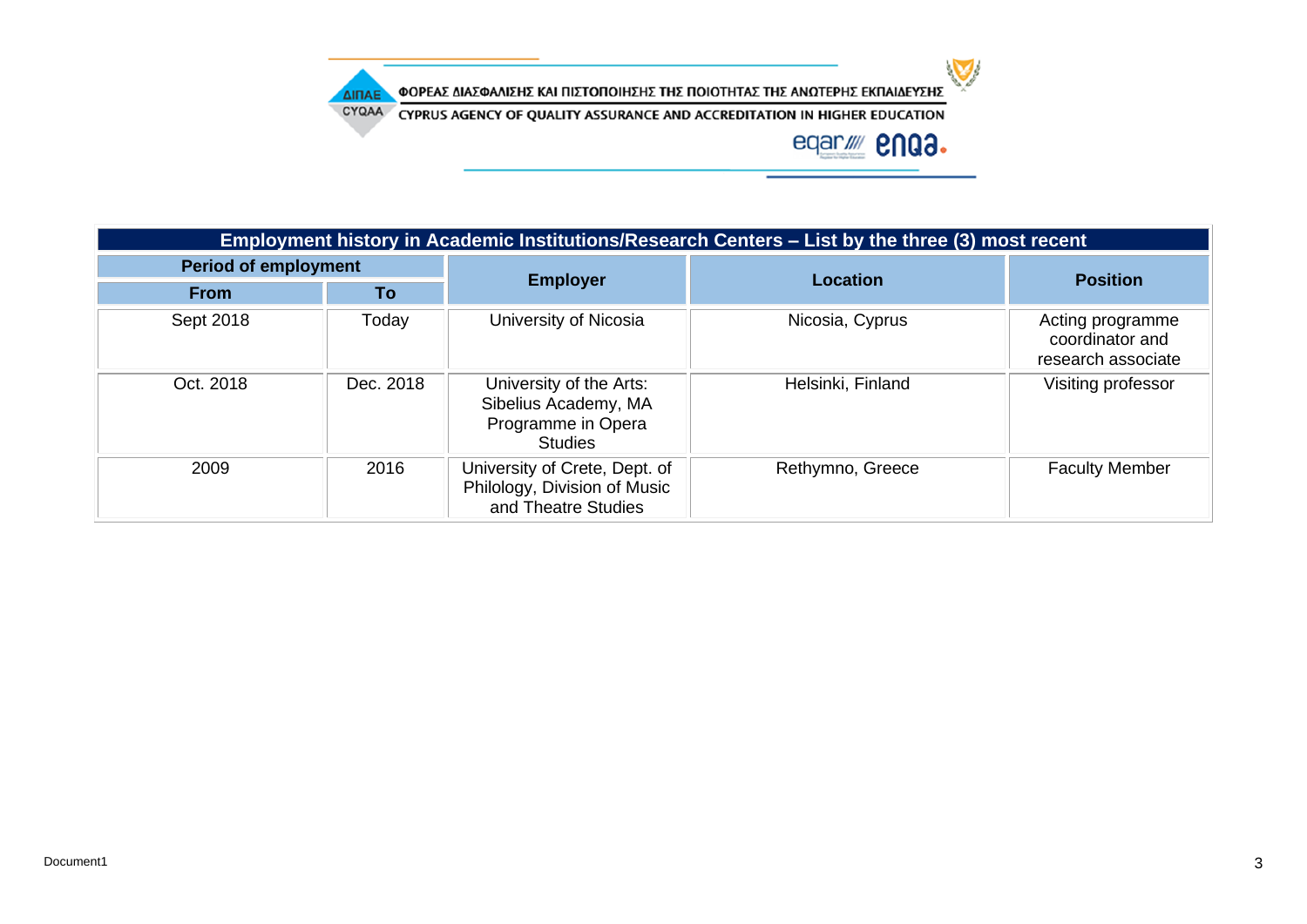ΦΟΡΕΑΣ ΔΙΑΣΦΑΛΙΣΗΣ ΚΑΙ ΠΙΣΤΟΠΟΙΗΣΗΣ ΤΗΣ ΠΟΙΟΤΗΤΑΣ ΤΗΣ ΑΝΩΤΕΡΗΣ ΕΚΠΑΙΔΕΥΣΗΣ

CYPRUS AGENCY OF QUALITY ASSURANCE AND ACCREDITATION IN HIGHER EDUCATION

| Employment history in Academic Institutions/Research Centers – List by the three (3) most recent | | | | |
|---|---|---|---|---|
| **Period of employment** | | **Employer** | **Location** | **Position** |
| **From** | **To** | | | |
| Sept 2018 | Today | University of Nicosia | Nicosia, Cyprus | Acting programme coordinator and research associate |
| Oct. 2018 | Dec. 2018 | University of the Arts: Sibelius Academy, MA Programme in Opera Studies | Helsinki, Finland | Visiting professor |
| 2009 | 2016 | University of Crete, Dept. of Philology, Division of Music and Theatre Studies | Rethymno, Greece | Faculty Member |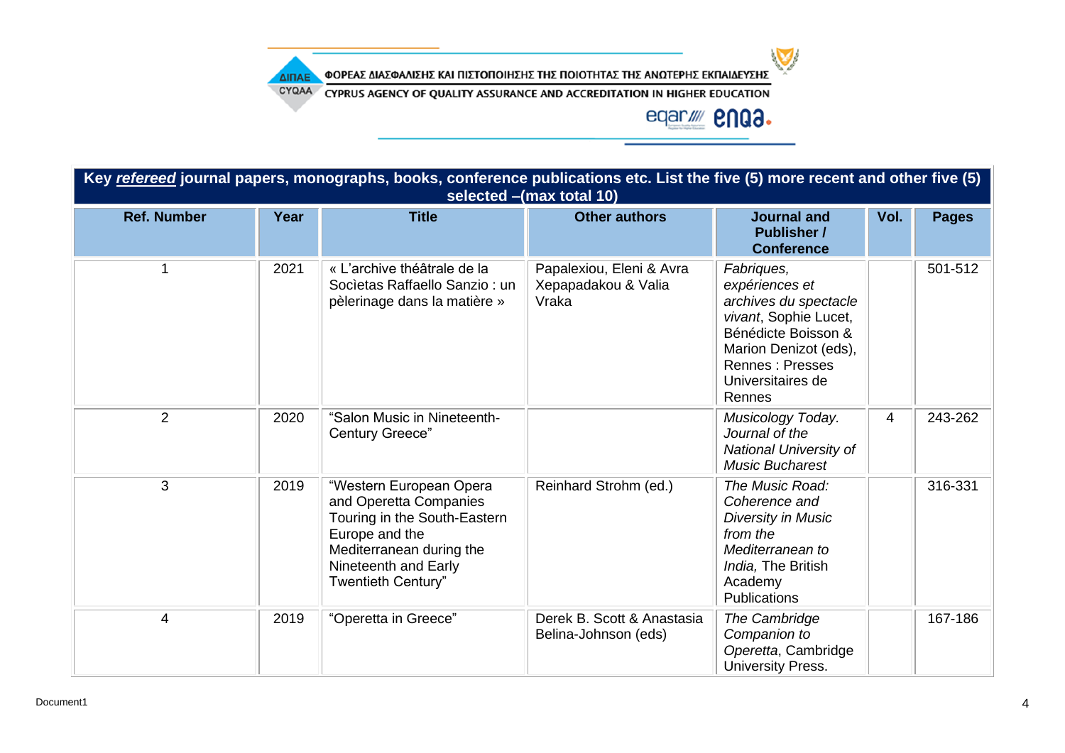| Key ***refereed*** journal papers, monographs, books, conference publications etc. List the five (5) more recent and other five (5) selected –(max total 10) | | | | | | |
|---|---|---|---|---|---|---|
| **Ref. Number** | **Year** | **Title** | **Other authors** | **Journal and Publisher / Conference** | **Vol.** | **Pages** |
| 1 | 2021 | « L'archive théâtrale de la Socìetas Raffaello Sanzio : un pèlerinage dans la matière » | Papalexiou, Eleni & Avra Xepapadakou & Valia Vraka | *Fabriques, expériences et archives du spectacle vivant*, Sophie Lucet, Bénédicte Boisson & Marion Denizot (eds), Rennes : Presses Universitaires de Rennes | | 501-512 |
| 2 | 2020 | "Salon Music in Nineteenth-Century Greece" | | *Musicology Today. Journal of the National University of Music Bucharest* | 4 | 243-262 |
| 3 | 2019 | "Western European Opera and Operetta Companies Touring in the South-Eastern Europe and the Mediterranean during the Nineteenth and Early Twentieth Century" | Reinhard Strohm (ed.) | *The Music Road: Coherence and Diversity in Music from the Mediterranean to India,* The British Academy Publications | | 316-331 |
| 4 | 2019 | "Operetta in Greece" | Derek B. Scott & Anastasia Belina-Johnson (eds) | *The Cambridge Companion to Operetta*, Cambridge University Press. | | 167-186 |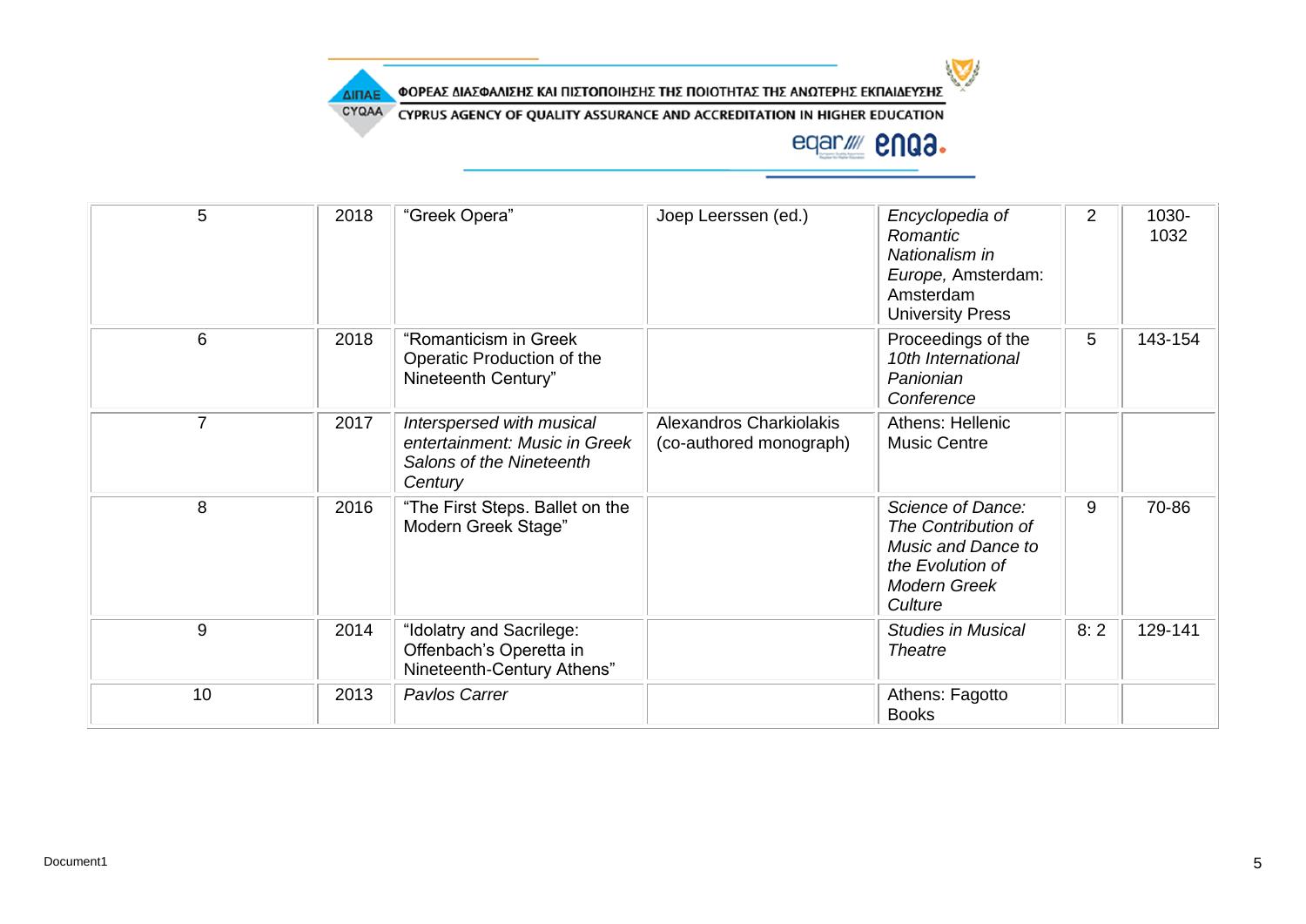| 5 | 2018 | "Greek Opera" | Joep Leerssen (ed.) | *Encyclopedia of Romantic Nationalism in Europe,* Amsterdam: Amsterdam University Press | 2 | 1030-1032 |
|---|---|---|---|---|---|---|
| 6 | 2018 | "Romanticism in Greek Operatic Production of the Nineteenth Century" | | Proceedings of the *10th International Panionian Conference* | 5 | 143-154 |
| 7 | 2017 | *Interspersed with musical entertainment: Music in Greek Salons of the Nineteenth Century* | Alexandros Charkiolakis (co-authored monograph) | Athens: Hellenic Music Centre | | |
| 8 | 2016 | "The First Steps. Ballet on the Modern Greek Stage" | | *Science of Dance: The Contribution of Music and Dance to the Evolution of Modern Greek Culture* | 9 | 70-86 |
| 9 | 2014 | "Idolatry and Sacrilege: Offenbach's Operetta in Nineteenth-Century Athens" | | *Studies in Musical Theatre* | 8: 2 | 129-141 |
| 10 | 2013 | *Pavlos Carrer* | | Athens: Fagotto Books | | |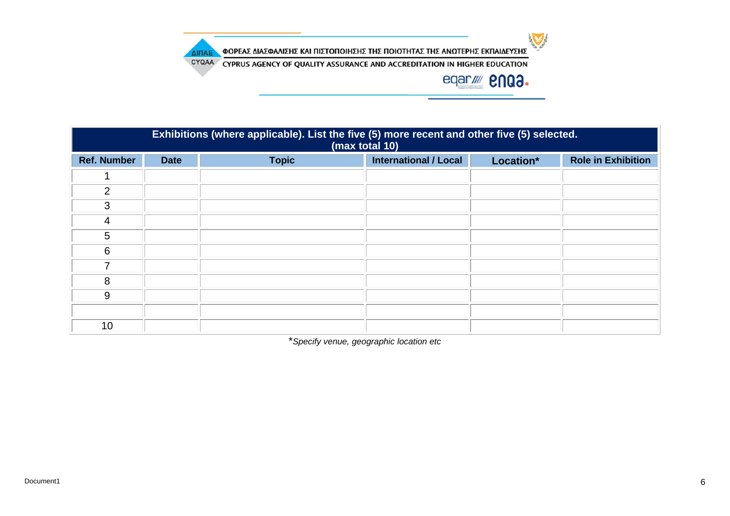| Exhibitions (where applicable). List the five (5) more recent and other five (5) selected. (max total 10) | | | | | |
|---|---|---|---|---|---|
| **Ref. Number** | **Date** | **Topic** | **International / Local** | **Location*** | **Role in Exhibition** |
| 1 | | | | | |
| 2 | | | | | |
| 3 | | | | | |
| 4 | | | | | |
| 5 | | | | | |
| 6 | | | | | |
| 7 | | | | | |
| 8 | | | | | |
| 9 | | | | | |
| | | | | | |
| 10 | | | | | |

**Specify venue, geographic location etc*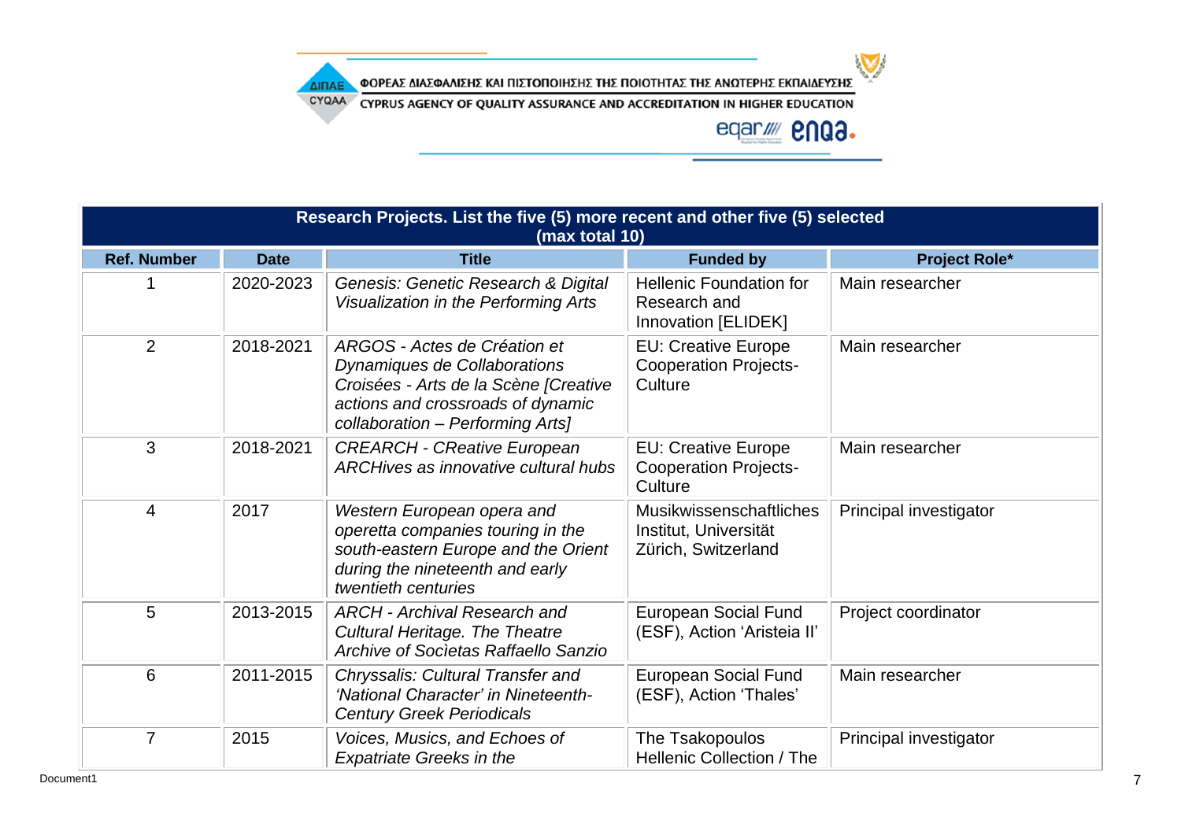| Research Projects. List the five (5) more recent and other five (5) selected (max total 10) | | | | |
|---|---|---|---|---|
| **Ref. Number** | **Date** | **Title** | **Funded by** | **Project Role*** |
| 1 | 2020-2023 | *Genesis: Genetic Research & Digital Visualization in the Performing Arts* | Hellenic Foundation for Research and Innovation [ELIDEK] | Main researcher |
| 2 | 2018-2021 | *ARGOS - Actes de Création et Dynamiques de Collaborations Croisées - Arts de la Scène [Creative actions and crossroads of dynamic collaboration – Performing Arts]* | EU: Creative Europe Cooperation Projects-Culture | Main researcher |
| 3 | 2018-2021 | *CREARCH - CReative European ARCHives as innovative cultural hubs* | EU: Creative Europe Cooperation Projects-Culture | Main researcher |
| 4 | 2017 | *Western European opera and operetta companies touring in the south-eastern Europe and the Orient during the nineteenth and early twentieth centuries* | Musikwissenschaftliches Institut, Universität Zürich, Switzerland | Principal investigator |
| 5 | 2013-2015 | *ARCH - Archival Research and Cultural Heritage. The Theatre Archive of Socìetas Raffaello Sanzio* | European Social Fund (ESF), Action 'Aristeia II' | Project coordinator |
| 6 | 2011-2015 | *Chryssalis: Cultural Transfer and 'National Character' in Nineteenth-Century Greek Periodicals* | European Social Fund (ESF), Action 'Thales' | Main researcher |
| 7 | 2015 | *Voices, Musics, and Echoes of Expatriate Greeks in the* | The Tsakopoulos Hellenic Collection / The | Principal investigator |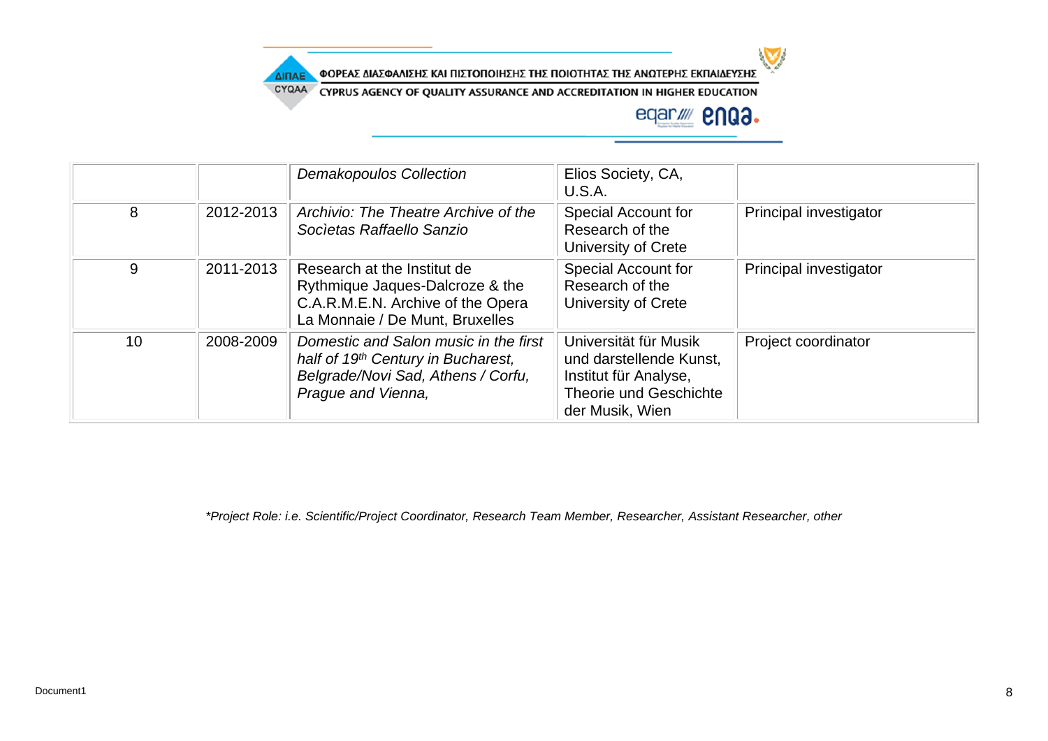| | | | | |
|---|---|---|---|---|
| | | *Demakopoulos Collection* | Elios Society, CA, U.S.A. | |
| 8 | 2012-2013 | *Archivio: The Theatre Archive of the Socìetas Raffaello Sanzio* | Special Account for Research of the University of Crete | Principal investigator |
| 9 | 2011-2013 | Research at the Institut de Rythmique Jaques-Dalcroze & the C.A.R.M.E.N. Archive of the Opera La Monnaie / De Munt, Bruxelles | Special Account for Research of the University of Crete | Principal investigator |
| 10 | 2008-2009 | *Domestic and Salon music in the first half of 19th Century in Bucharest, Belgrade/Novi Sad, Athens / Corfu, Prague and Vienna,* | Universität für Musik und darstellende Kunst, Institut für Analyse, Theorie und Geschichte der Musik, Wien | Project coordinator |

*\*Project Role: i.e. Scientific/Project Coordinator, Research Team Member, Researcher, Assistant Researcher, other*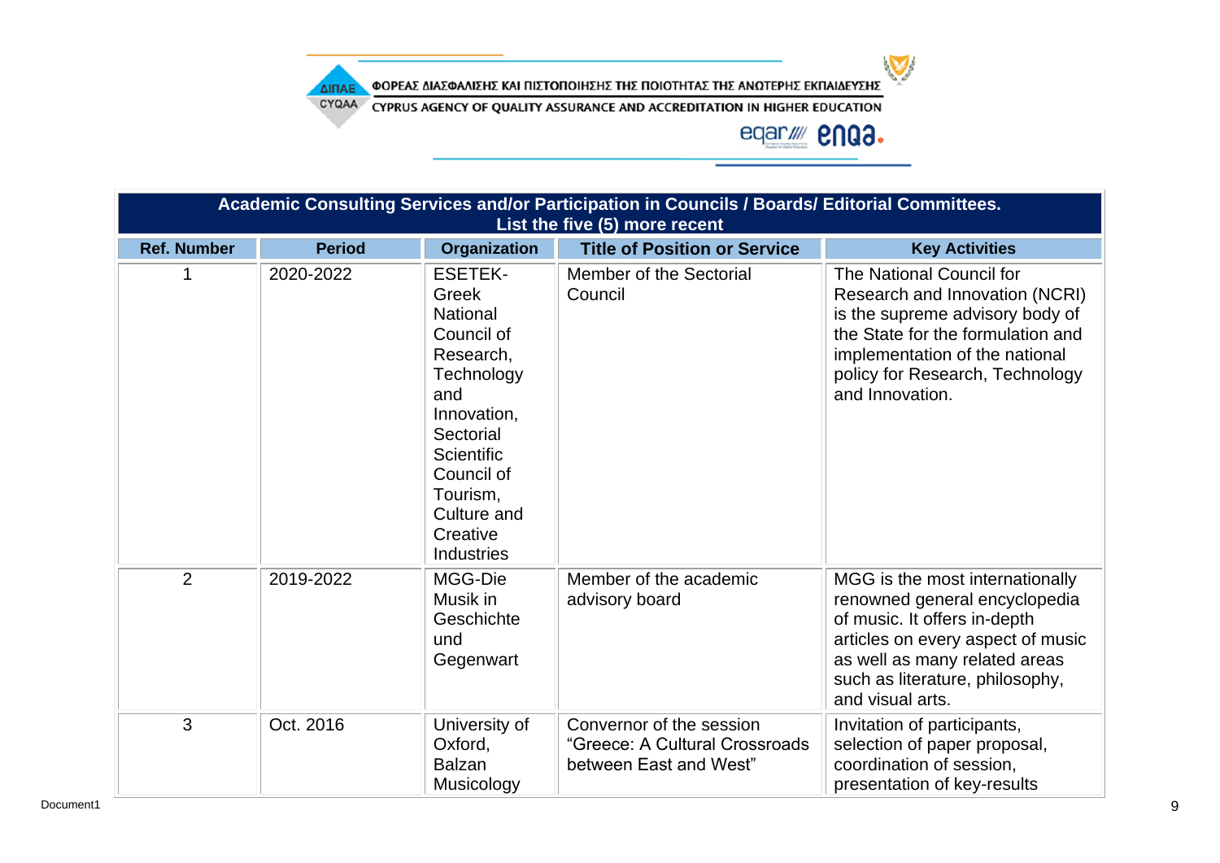| Academic Consulting Services and/or Participation in Councils / Boards/ Editorial Committees. List the five (5) more recent | | | | |
|---|---|---|---|---|
| **Ref. Number** | **Period** | **Organization** | **Title of Position or Service** | **Key Activities** |
| 1 | 2020-2022 | ESETEK- Greek National Council of Research, Technology and Innovation, Sectorial Scientific Council of Tourism, Culture and Creative Industries | Member of the Sectorial Council | The National Council for Research and Innovation (NCRI) is the supreme advisory body of the State for the formulation and implementation of the national policy for Research, Technology and Innovation. |
| 2 | 2019-2022 | MGG-Die Musik in Geschichte und Gegenwart | Member of the academic advisory board | MGG is the most internationally renowned general encyclopedia of music. It offers in-depth articles on every aspect of music as well as many related areas such as literature, philosophy, and visual arts. |
| 3 | Oct. 2016 | University of Oxford, Balzan Musicology | Convernor of the session "Greece: A Cultural Crossroads between East and West" | Invitation of participants, selection of paper proposal, coordination of session, presentation of key-results |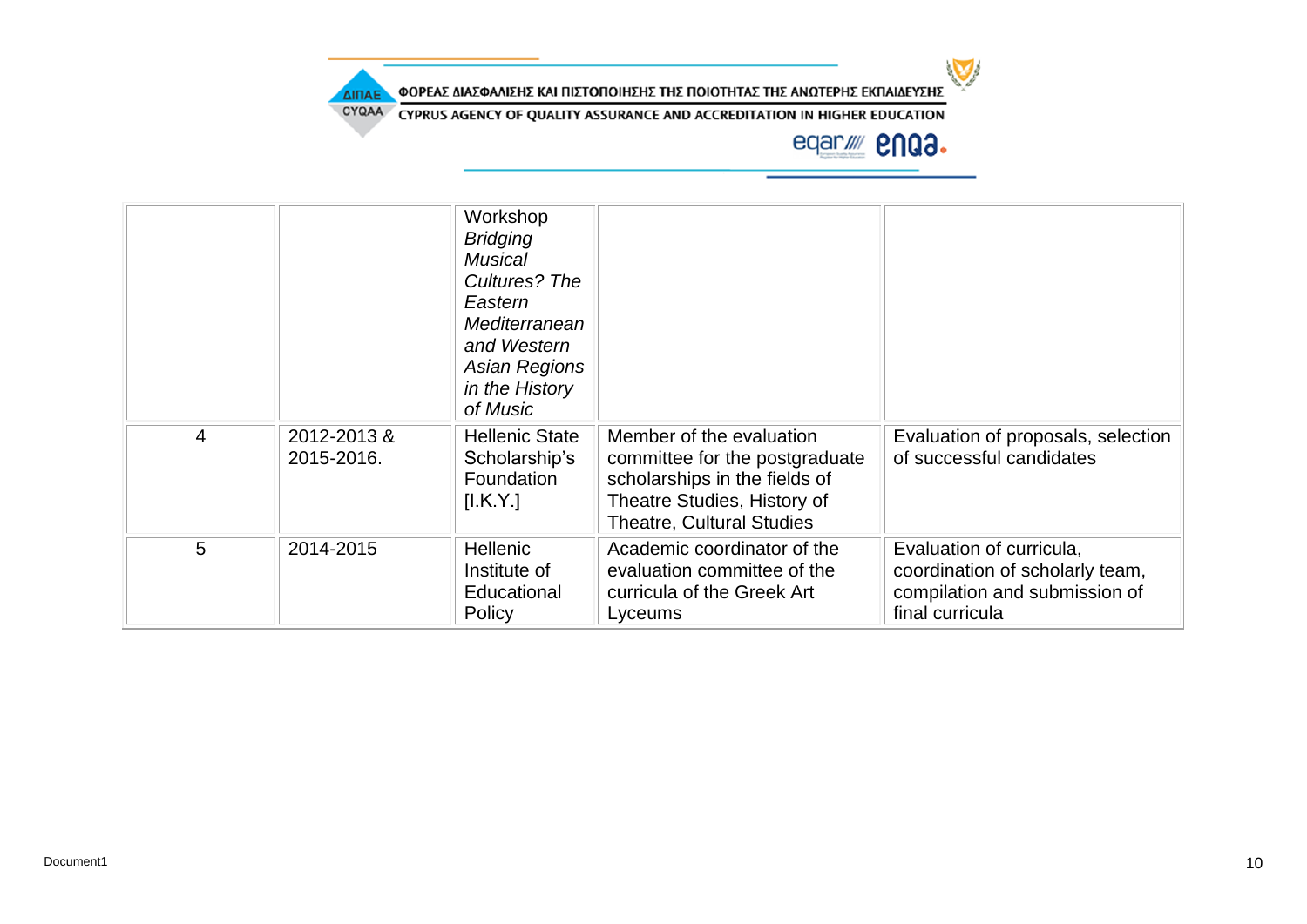| | | | | |
|---|---|---|---|---|
| | | Workshop *Bridging Musical Cultures? The Eastern Mediterranean and Western Asian Regions in the History of Music* | | |
| 4 | 2012-2013 & 2015-2016. | Hellenic State Scholarship's Foundation [I.K.Y.] | Member of the evaluation committee for the postgraduate scholarships in the fields of Theatre Studies, History of Theatre, Cultural Studies | Evaluation of proposals, selection of successful candidates |
| 5 | 2014-2015 | Hellenic Institute of Educational Policy | Academic coordinator of the evaluation committee of the curricula of the Greek Art Lyceums | Evaluation of curricula, coordination of scholarly team, compilation and submission of final curricula |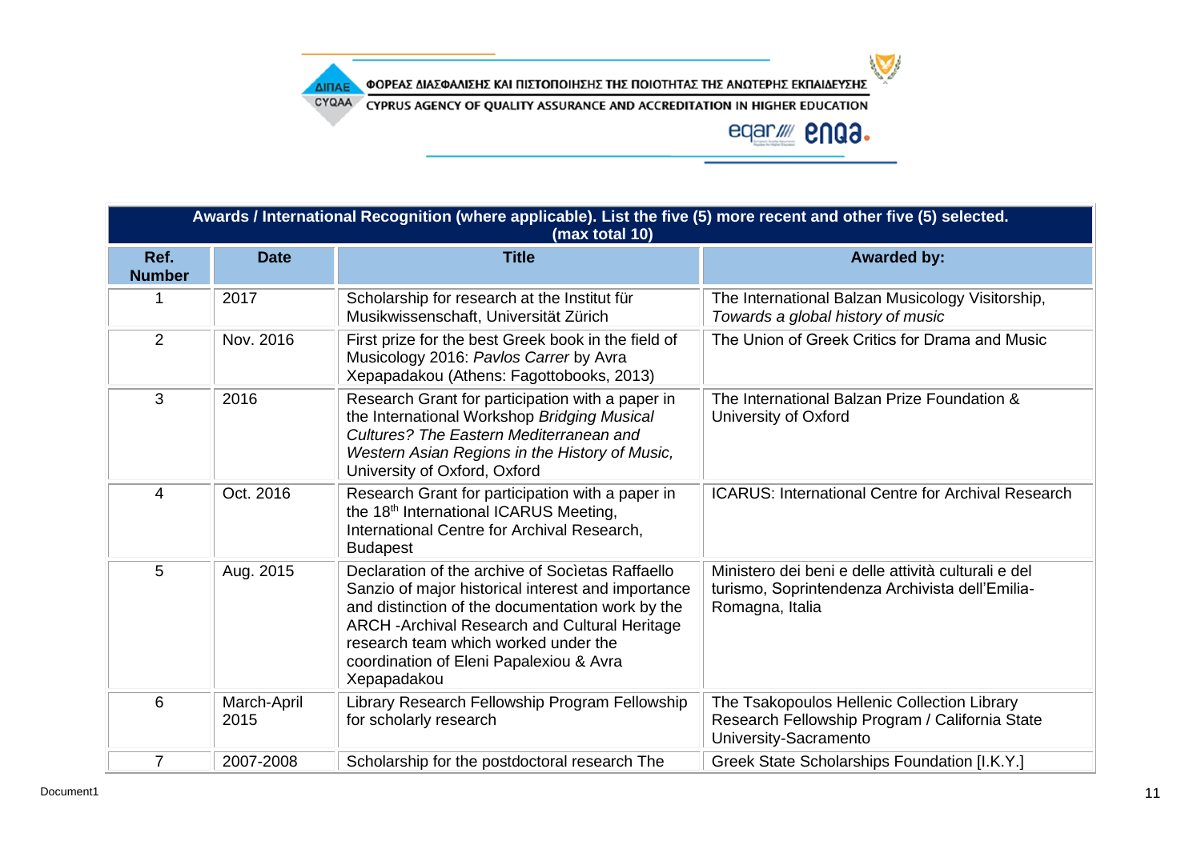| Awards / International Recognition (where applicable). List the five (5) more recent and other five (5) selected. (max total 10) | | | |
|---|---|---|---|
| **Ref. Number** | **Date** | **Title** | **Awarded by:** |
| 1 | 2017 | Scholarship for research at the Institut für Musikwissenschaft, Universität Zürich | The International Balzan Musicology Visitorship, *Towards a global history of music* |
| 2 | Nov. 2016 | First prize for the best Greek book in the field of Musicology 2016: *Pavlos Carrer* by Avra Xepapadakou (Athens: Fagottobooks, 2013) | The Union of Greek Critics for Drama and Music |
| 3 | 2016 | Research Grant for participation with a paper in the International Workshop *Bridging Musical Cultures? The Eastern Mediterranean and Western Asian Regions in the History of Music,* University of Oxford, Oxford | The International Balzan Prize Foundation & University of Oxford |
| 4 | Oct. 2016 | Research Grant for participation with a paper in the 18th International ICARUS Meeting, International Centre for Archival Research, Budapest | ICARUS: International Centre for Archival Research |
| 5 | Aug. 2015 | Declaration of the archive of Socìetas Raffaello Sanzio of major historical interest and importance and distinction of the documentation work by the ARCH -Archival Research and Cultural Heritage research team which worked under the coordination of Eleni Papalexiou & Avra Xepapadakou | Ministero dei beni e delle attività culturali e del turismo, Soprintendenza Archivista dell'Emilia-Romagna, Italia |
| 6 | March-April 2015 | Library Research Fellowship Program Fellowship for scholarly research | The Tsakopoulos Hellenic Collection Library Research Fellowship Program / California State University-Sacramento |
| 7 | 2007-2008 | Scholarship for the postdoctoral research The | Greek State Scholarships Foundation [I.K.Y.] |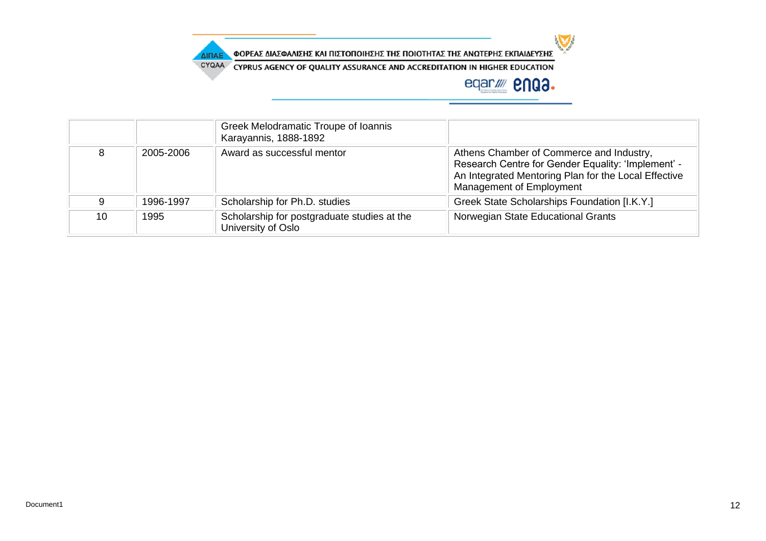| | | | |
|---|---|---|---|
| | | Greek Melodramatic Troupe of Ioannis Karayannis, 1888-1892 | |
| 8 | 2005-2006 | Award as successful mentor | Athens Chamber of Commerce and Industry, Research Centre for Gender Equality: 'Implement' - An Integrated Mentoring Plan for the Local Effective Management of Employment |
| 9 | 1996-1997 | Scholarship for Ph.D. studies | Greek State Scholarships Foundation [I.K.Y.] |
| 10 | 1995 | Scholarship for postgraduate studies at the University of Oslo | Norwegian State Educational Grants |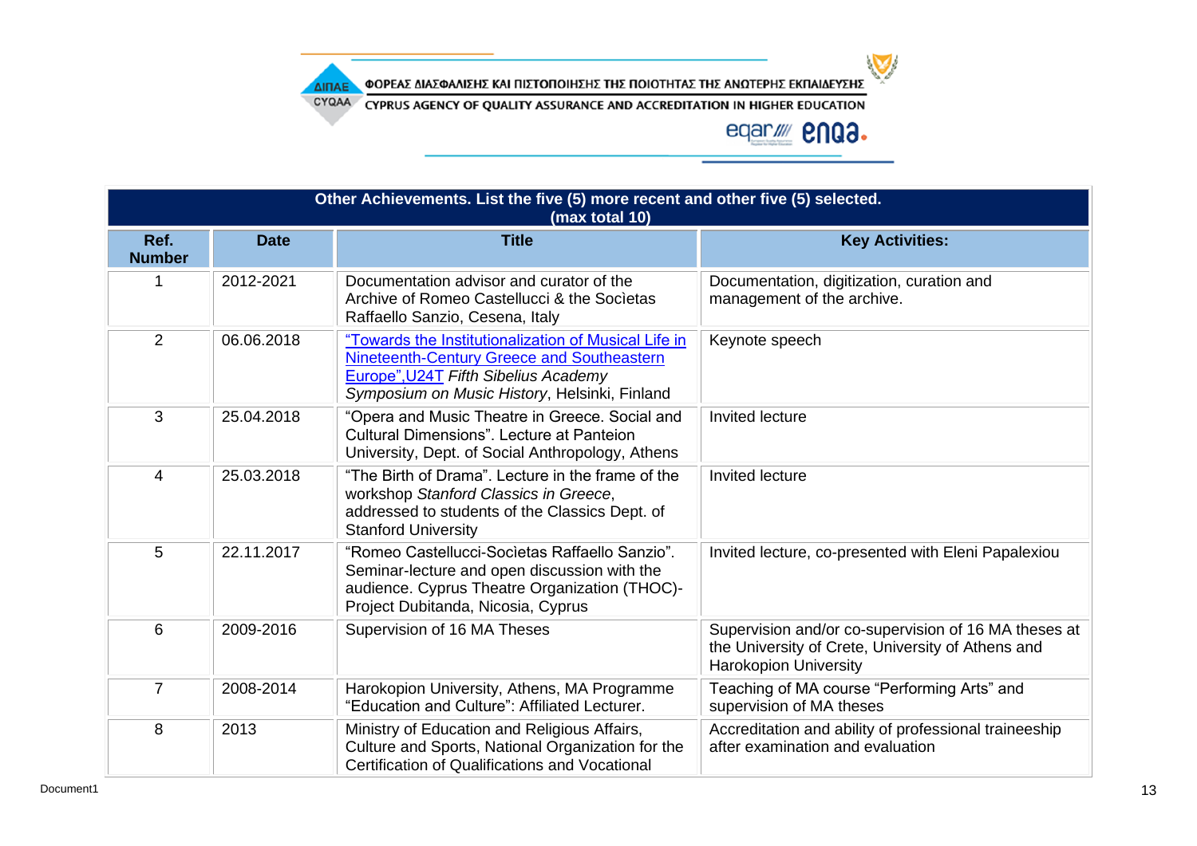ΦΟΡΕΑΣ ΔΙΑΣΦΑΛΙΣΗΣ ΚΑΙ ΠΙΣΤΟΠΟΙΗΣΗΣ ΤΗΣ ΠΟΙΟΤΗΤΑΣ ΤΗΣ ΑΝΩΤΕΡΗΣ ΕΚΠΑΙΔΕΥΣΗΣ

CYPRUS AGENCY OF QUALITY ASSURANCE AND ACCREDITATION IN HIGHER EDUCATION

| Other Achievements. List the five (5) more recent and other five (5) selected. (max total 10) | | | |
|---|---|---|---|
| **Ref. Number** | **Date** | **Title** | **Key Activities:** |
| 1 | 2012-2021 | Documentation advisor and curator of the Archive of Romeo Castellucci & the Socìetas Raffaello Sanzio, Cesena, Italy | Documentation, digitization, curation and management of the archive. |
| 2 | 06.06.2018 | "Towards the Institutionalization of Musical Life in Nineteenth-Century Greece and Southeastern Europe",U24T *Fifth Sibelius Academy Symposium on Music History*, Helsinki, Finland | Keynote speech |
| 3 | 25.04.2018 | "Opera and Music Theatre in Greece. Social and Cultural Dimensions". Lecture at Panteion University, Dept. of Social Anthropology, Athens | Invited lecture |
| 4 | 25.03.2018 | "The Birth of Drama". Lecture in the frame of the workshop *Stanford Classics in Greece*, addressed to students of the Classics Dept. of Stanford University | Invited lecture |
| 5 | 22.11.2017 | "Romeo Castellucci-Socìetas Raffaello Sanzio". Seminar-lecture and open discussion with the audience. Cyprus Theatre Organization (THOC)-Project Dubitanda, Nicosia, Cyprus | Invited lecture, co-presented with Eleni Papalexiou |
| 6 | 2009-2016 | Supervision of 16 MA Theses | Supervision and/or co-supervision of 16 MA theses at the University of Crete, University of Athens and Harokopion University |
| 7 | 2008-2014 | Harokopion University, Athens, MA Programme "Education and Culture": Affiliated Lecturer. | Teaching of MA course "Performing Arts" and supervision of MA theses |
| 8 | 2013 | Ministry of Education and Religious Affairs, Culture and Sports, National Organization for the Certification of Qualifications and Vocational | Accreditation and ability of professional traineeship after examination and evaluation |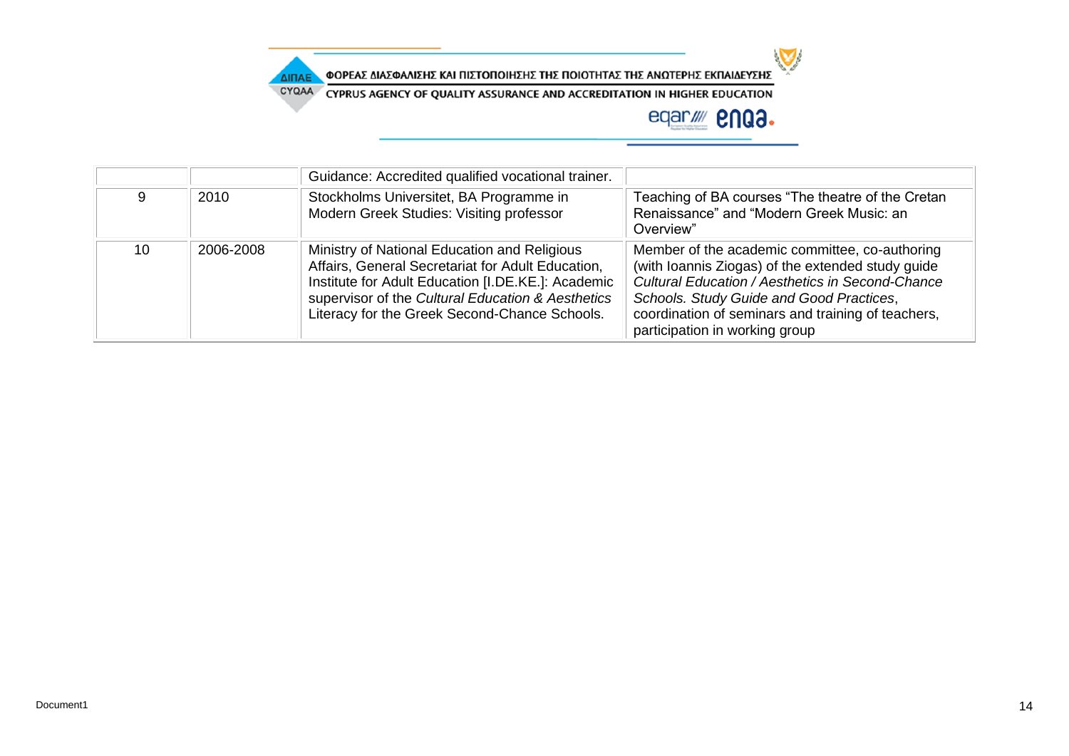| | | | |
|---|---|---|---|
| | | Guidance: Accredited qualified vocational trainer. | |
| 9 | 2010 | Stockholms Universitet, BA Programme in Modern Greek Studies: Visiting professor | Teaching of BA courses "The theatre of the Cretan Renaissance" and "Modern Greek Music: an Overview" |
| 10 | 2006-2008 | Ministry of National Education and Religious Affairs, General Secretariat for Adult Education, Institute for Adult Education [I.DE.KE.]: Academic supervisor of the *Cultural Education & Aesthetics* Literacy for the Greek Second-Chance Schools. | Member of the academic committee, co-authoring (with Ioannis Ziogas) of the extended study guide *Cultural Education / Aesthetics in Second-Chance Schools. Study Guide and Good Practices*, coordination of seminars and training of teachers, participation in working group |